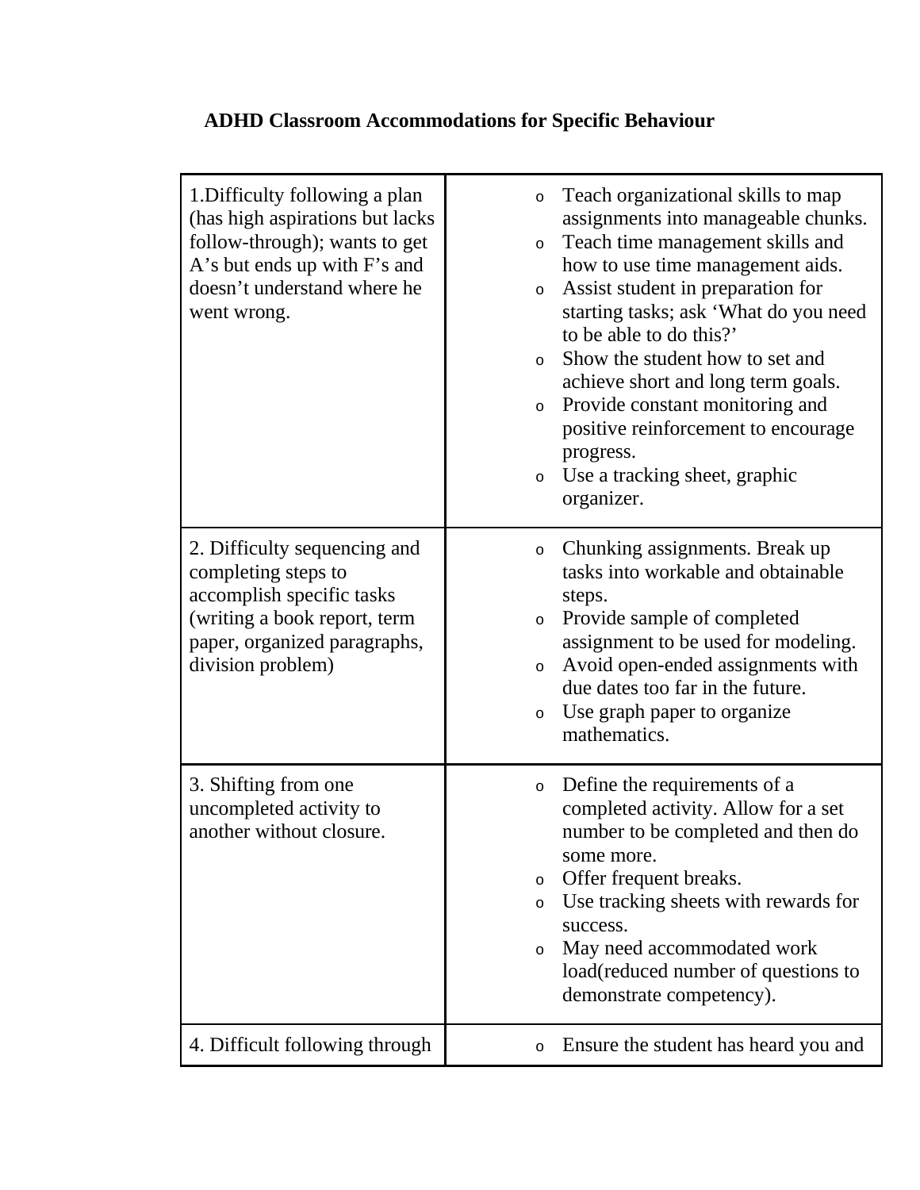# ADHD Classroom Accommodations for Specific Behaviour

| | |
|---|---|
| 1.Difficulty following a plan (has high aspirations but lacks follow-through); wants to get A's but ends up with F's and doesn't understand where he went wrong. | <ul><li>Teach organizational skills to map assignments into manageable chunks.</li><li>Teach time management skills and how to use time management aids.</li><li>Assist student in preparation for starting tasks; ask 'What do you need to be able to do this?'</li><li>Show the student how to set and achieve short and long term goals.</li><li>Provide constant monitoring and positive reinforcement to encourage progress.</li><li>Use a tracking sheet, graphic organizer.</li></ul> |
| 2. Difficulty sequencing and completing steps to accomplish specific tasks (writing a book report, term paper, organized paragraphs, division problem) | <ul><li>Chunking assignments. Break up tasks into workable and obtainable steps.</li><li>Provide sample of completed assignment to be used for modeling.</li><li>Avoid open-ended assignments with due dates too far in the future.</li><li>Use graph paper to organize mathematics.</li></ul> |
| 3. Shifting from one uncompleted activity to another without closure. | <ul><li>Define the requirements of a completed activity. Allow for a set number to be completed and then do some more.</li><li>Offer frequent breaks.</li><li>Use tracking sheets with rewards for success.</li><li>May need accommodated work load(reduced number of questions to demonstrate competency).</li></ul> |
| 4. Difficult following through | <ul><li>Ensure the student has heard you and</li></ul> |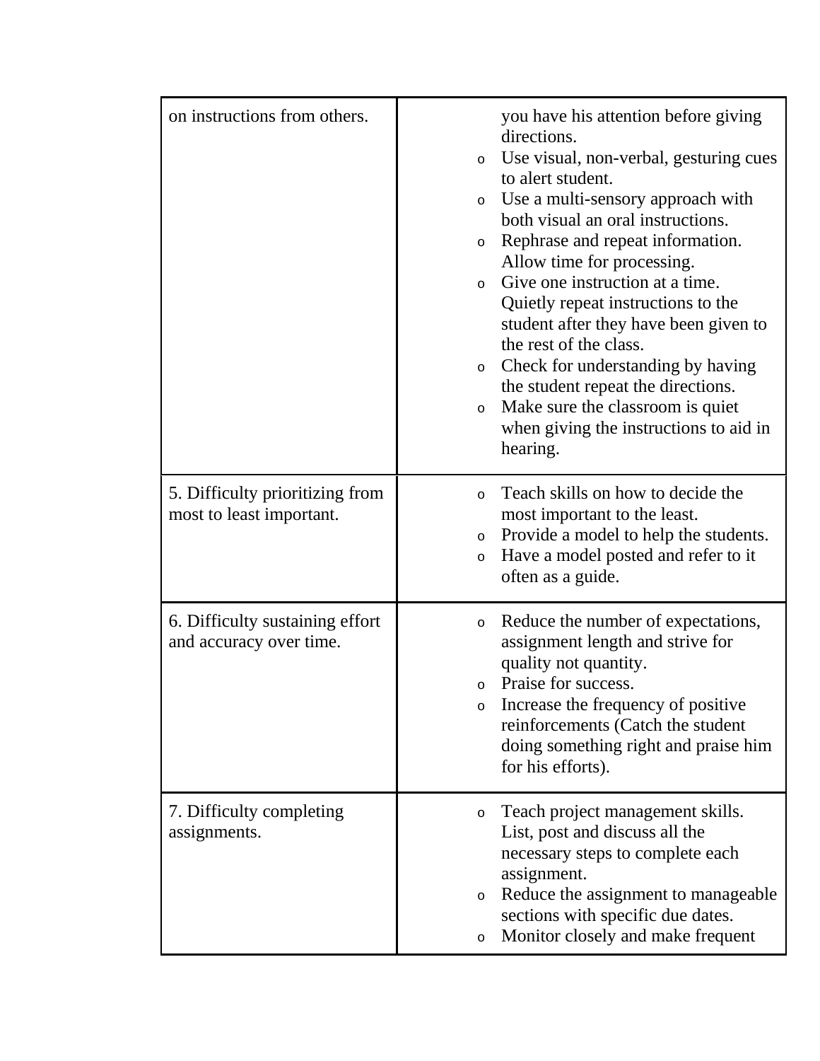| | |
|---|---|
| on instructions from others. | you have his attention before giving directions.<br>o Use visual, non-verbal, gesturing cues to alert student.<br>o Use a multi-sensory approach with both visual an oral instructions.<br>o Rephrase and repeat information. Allow time for processing.<br>o Give one instruction at a time. Quietly repeat instructions to the student after they have been given to the rest of the class.<br>o Check for understanding by having the student repeat the directions.<br>o Make sure the classroom is quiet when giving the instructions to aid in hearing. |
| 5. Difficulty prioritizing from most to least important. | o Teach skills on how to decide the most important to the least.<br>o Provide a model to help the students.<br>o Have a model posted and refer to it often as a guide. |
| 6. Difficulty sustaining effort and accuracy over time. | o Reduce the number of expectations, assignment length and strive for quality not quantity.<br>o Praise for success.<br>o Increase the frequency of positive reinforcements (Catch the student doing something right and praise him for his efforts). |
| 7. Difficulty completing assignments. | o Teach project management skills. List, post and discuss all the necessary steps to complete each assignment.<br>o Reduce the assignment to manageable sections with specific due dates.<br>o Monitor closely and make frequent |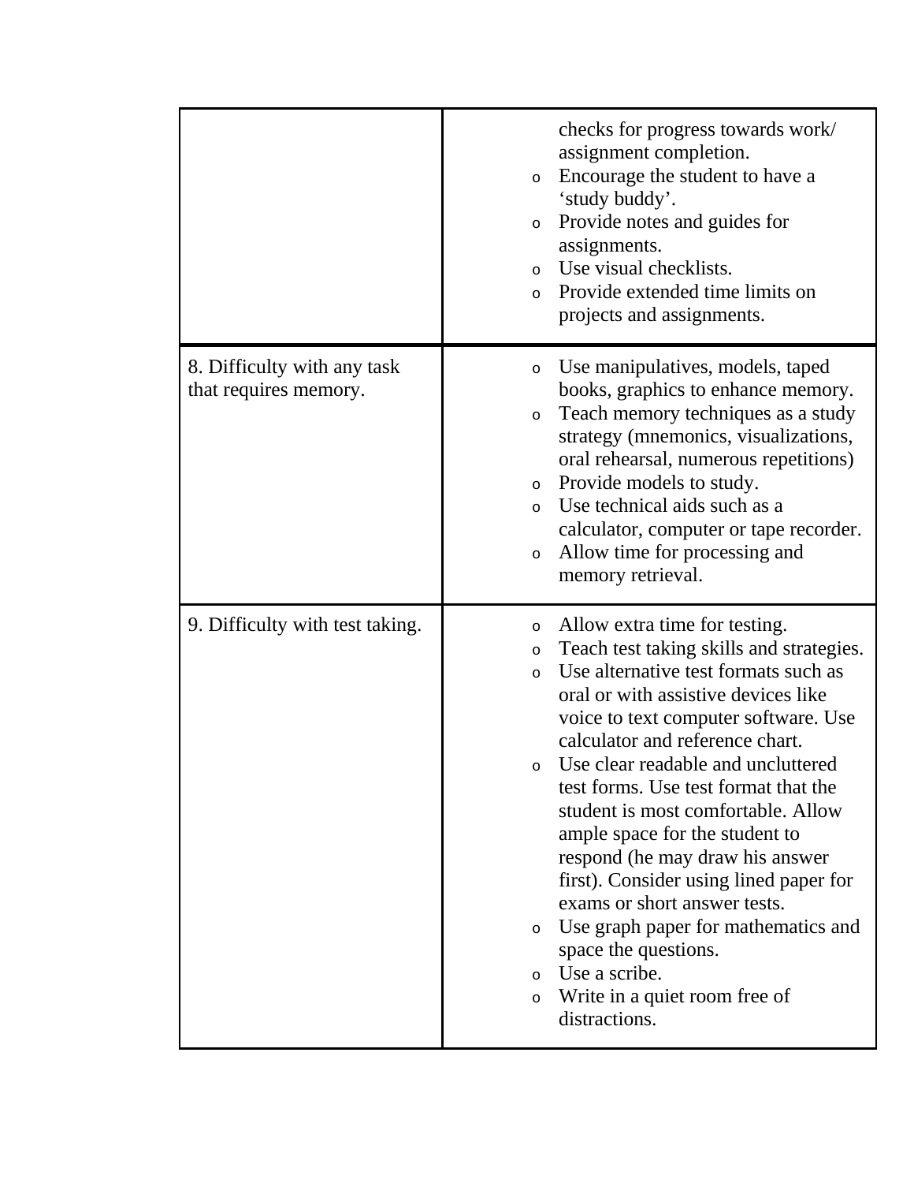| | |
|---|---|
| | checks for progress towards work/ assignment completion.<br>- Encourage the student to have a ‘study buddy’.<br>- Provide notes and guides for assignments.<br>- Use visual checklists.<br>- Provide extended time limits on projects and assignments. |
| 8. Difficulty with any task that requires memory. | - Use manipulatives, models, taped books, graphics to enhance memory.<br>- Teach memory techniques as a study strategy (mnemonics, visualizations, oral rehearsal, numerous repetitions)<br>- Provide models to study.<br>- Use technical aids such as a calculator, computer or tape recorder.<br>- Allow time for processing and memory retrieval. |
| 9. Difficulty with test taking. | - Allow extra time for testing.<br>- Teach test taking skills and strategies.<br>- Use alternative test formats such as oral or with assistive devices like voice to text computer software. Use calculator and reference chart.<br>- Use clear readable and uncluttered test forms. Use test format that the student is most comfortable. Allow ample space for the student to respond (he may draw his answer first). Consider using lined paper for exams or short answer tests.<br>- Use graph paper for mathematics and space the questions.<br>- Use a scribe.<br>- Write in a quiet room free of distractions. |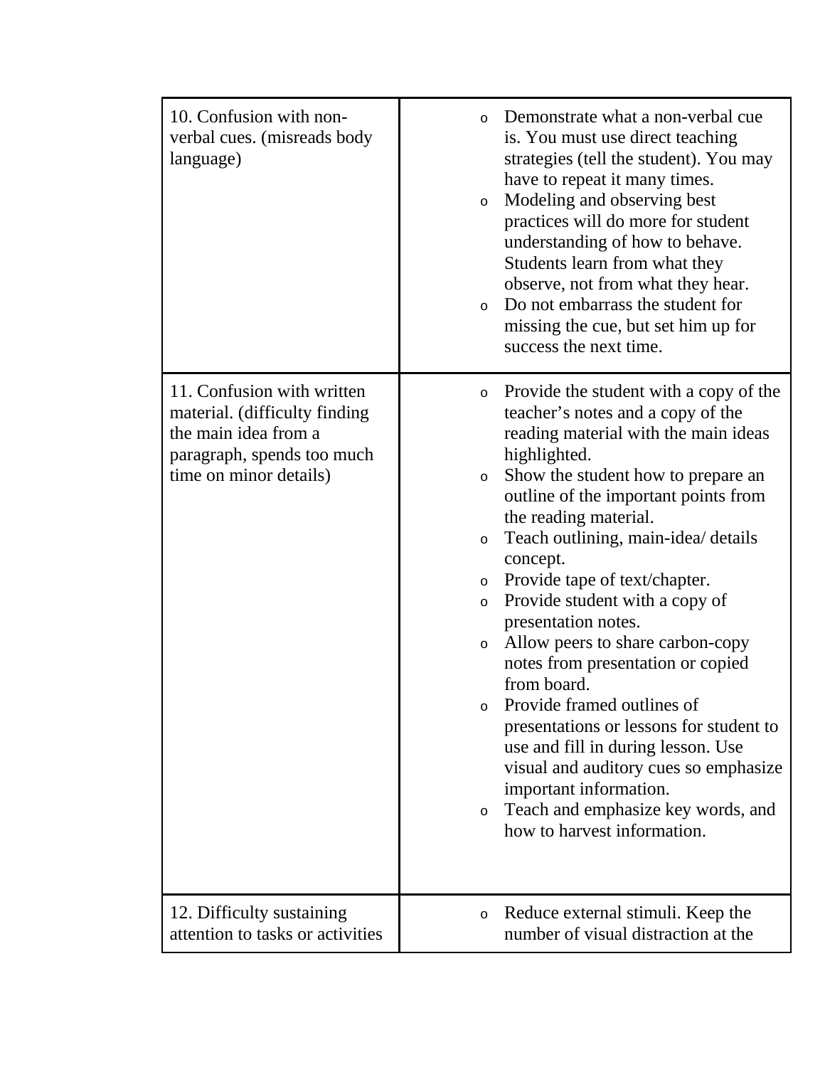| | |
|---|---|
| 10. Confusion with non-verbal cues. (misreads body language) | ○ Demonstrate what a non-verbal cue is. You must use direct teaching strategies (tell the student). You may have to repeat it many times.<br>○ Modeling and observing best practices will do more for student understanding of how to behave. Students learn from what they observe, not from what they hear.<br>○ Do not embarrass the student for missing the cue, but set him up for success the next time. |
| 11. Confusion with written material. (difficulty finding the main idea from a paragraph, spends too much time on minor details) | ○ Provide the student with a copy of the teacher's notes and a copy of the reading material with the main ideas highlighted.<br>○ Show the student how to prepare an outline of the important points from the reading material.<br>○ Teach outlining, main-idea/ details concept.<br>○ Provide tape of text/chapter.<br>○ Provide student with a copy of presentation notes.<br>○ Allow peers to share carbon-copy notes from presentation or copied from board.<br>○ Provide framed outlines of presentations or lessons for student to use and fill in during lesson. Use visual and auditory cues so emphasize important information.<br>○ Teach and emphasize key words, and how to harvest information. |
| 12. Difficulty sustaining attention to tasks or activities | ○ Reduce external stimuli. Keep the number of visual distraction at the |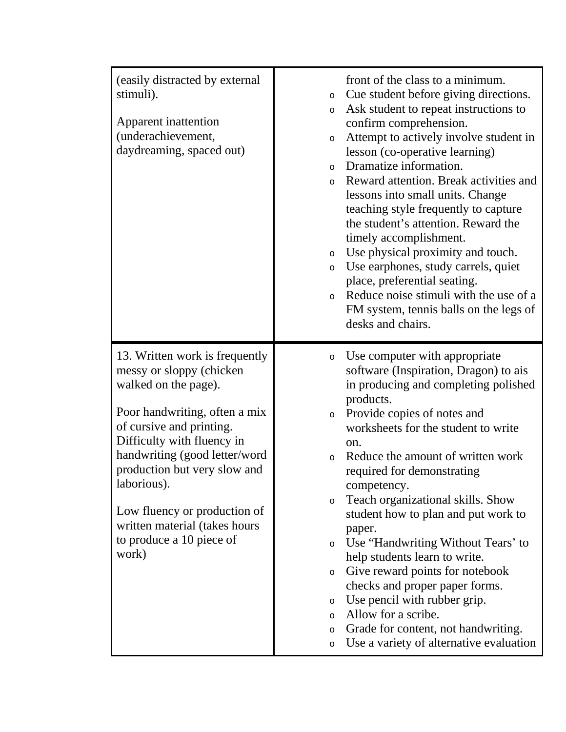| | |
|---|---|
| (easily distracted by external stimuli).<br><br>Apparent inattention (underachievement, daydreaming, spaced out) | front of the class to a minimum.<br>o Cue student before giving directions.<br>o Ask student to repeat instructions to confirm comprehension.<br>o Attempt to actively involve student in lesson (co-operative learning)<br>o Dramatize information.<br>o Reward attention. Break activities and lessons into small units. Change teaching style frequently to capture the student's attention. Reward the timely accomplishment.<br>o Use physical proximity and touch.<br>o Use earphones, study carrels, quiet place, preferential seating.<br>o Reduce noise stimuli with the use of a FM system, tennis balls on the legs of desks and chairs. |
| 13. Written work is frequently messy or sloppy (chicken walked on the page).<br><br>Poor handwriting, often a mix of cursive and printing. Difficulty with fluency in handwriting (good letter/word production but very slow and laborious).<br><br>Low fluency or production of written material (takes hours to produce a 10 piece of work) | o Use computer with appropriate software (Inspiration, Dragon) to ais in producing and completing polished products.<br>o Provide copies of notes and worksheets for the student to write on.<br>o Reduce the amount of written work required for demonstrating competency.<br>o Teach organizational skills. Show student how to plan and put work to paper.<br>o Use "Handwriting Without Tears' to help students learn to write.<br>o Give reward points for notebook checks and proper paper forms.<br>o Use pencil with rubber grip.<br>o Allow for a scribe.<br>o Grade for content, not handwriting.<br>o Use a variety of alternative evaluation |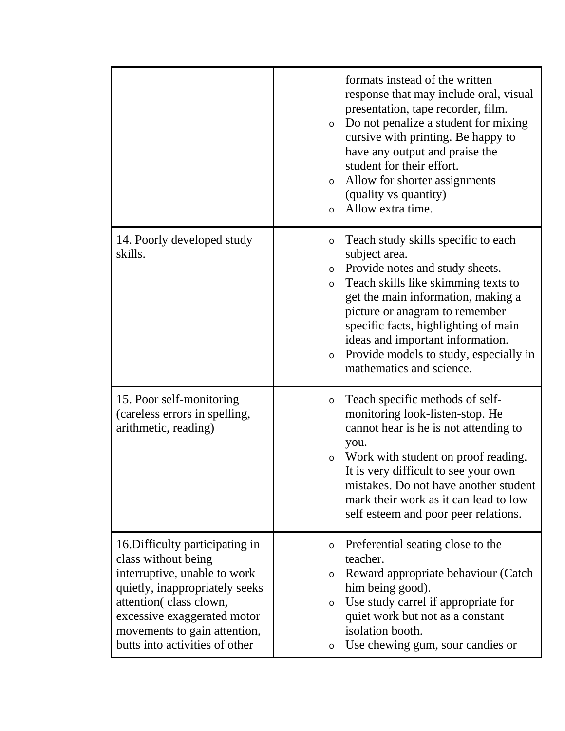| | |
|---|---|
| | formats instead of the written response that may include oral, visual presentation, tape recorder, film.<br>o Do not penalize a student for mixing cursive with printing. Be happy to have any output and praise the student for their effort.<br>o Allow for shorter assignments (quality vs quantity)<br>o Allow extra time. |
| 14. Poorly developed study skills. | o Teach study skills specific to each subject area.<br>o Provide notes and study sheets.<br>o Teach skills like skimming texts to get the main information, making a picture or anagram to remember specific facts, highlighting of main ideas and important information.<br>o Provide models to study, especially in mathematics and science. |
| 15. Poor self-monitoring (careless errors in spelling, arithmetic, reading) | o Teach specific methods of self-monitoring look-listen-stop. He cannot hear is he is not attending to you.<br>o Work with student on proof reading. It is very difficult to see your own mistakes. Do not have another student mark their work as it can lead to low self esteem and poor peer relations. |
| 16.Difficulty participating in class without being interruptive, unable to work quietly, inappropriately seeks attention( class clown, excessive exaggerated motor movements to gain attention, butts into activities of other | o Preferential seating close to the teacher.<br>o Reward appropriate behaviour (Catch him being good).<br>o Use study carrel if appropriate for quiet work but not as a constant isolation booth.<br>o Use chewing gum, sour candies or |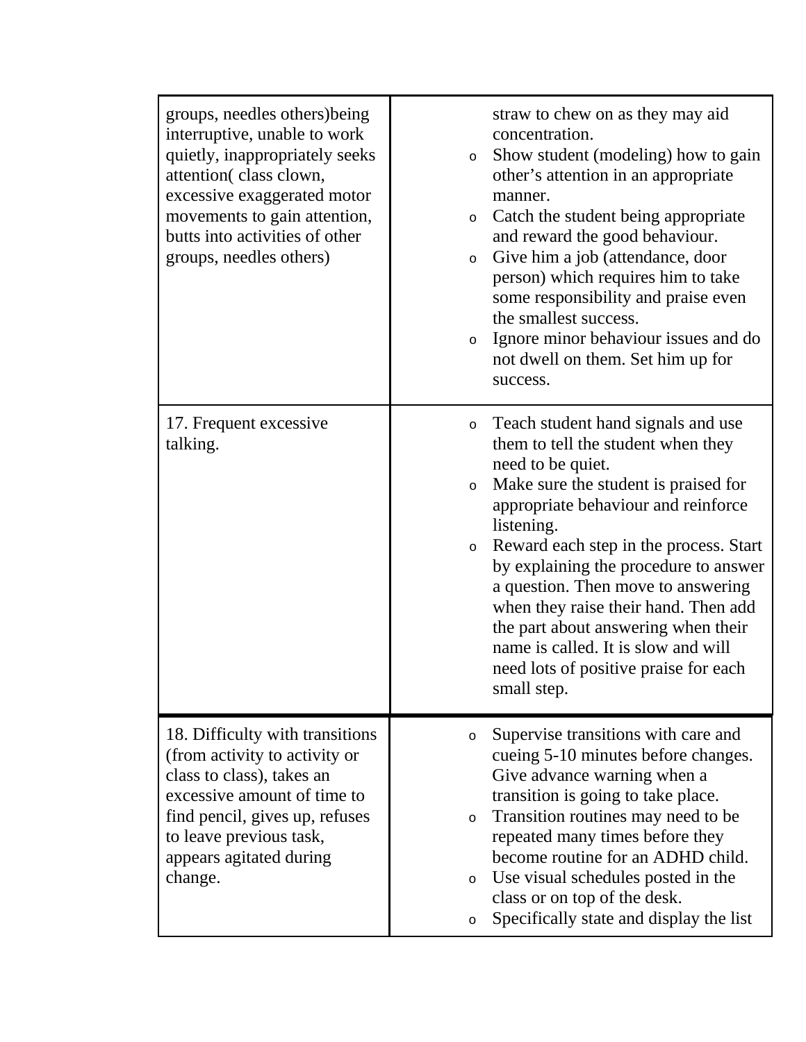| | |
|---|---|
| groups, needles others)being interruptive, unable to work quietly, inappropriately seeks attention( class clown, excessive exaggerated motor movements to gain attention, butts into activities of other groups, needles others) | straw to chew on as they may aid concentration.<br>◦ Show student (modeling) how to gain other's attention in an appropriate manner.<br>◦ Catch the student being appropriate and reward the good behaviour.<br>◦ Give him a job (attendance, door person) which requires him to take some responsibility and praise even the smallest success.<br>◦ Ignore minor behaviour issues and do not dwell on them. Set him up for success. |
| 17. Frequent excessive talking. | ◦ Teach student hand signals and use them to tell the student when they need to be quiet.<br>◦ Make sure the student is praised for appropriate behaviour and reinforce listening.<br>◦ Reward each step in the process. Start by explaining the procedure to answer a question. Then move to answering when they raise their hand. Then add the part about answering when their name is called. It is slow and will need lots of positive praise for each small step. |
| 18. Difficulty with transitions (from activity to activity or class to class), takes an excessive amount of time to find pencil, gives up, refuses to leave previous task, appears agitated during change. | ◦ Supervise transitions with care and cueing 5-10 minutes before changes. Give advance warning when a transition is going to take place.<br>◦ Transition routines may need to be repeated many times before they become routine for an ADHD child.<br>◦ Use visual schedules posted in the class or on top of the desk.<br>◦ Specifically state and display the list |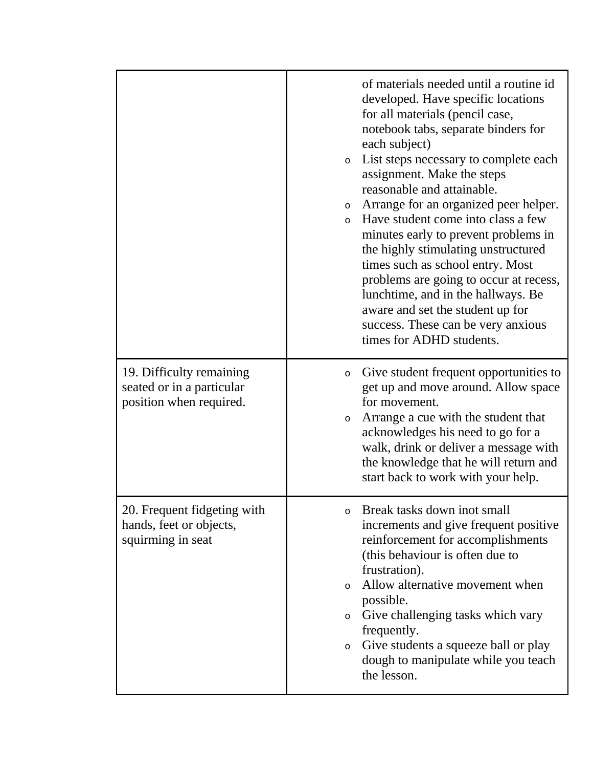| | |
|---|---|
| | of materials needed until a routine id developed. Have specific locations for all materials (pencil case, notebook tabs, separate binders for each subject)<br>o List steps necessary to complete each assignment. Make the steps reasonable and attainable.<br>o Arrange for an organized peer helper.<br>o Have student come into class a few minutes early to prevent problems in the highly stimulating unstructured times such as school entry. Most problems are going to occur at recess, lunchtime, and in the hallways. Be aware and set the student up for success. These can be very anxious times for ADHD students. |
| 19. Difficulty remaining seated or in a particular position when required. | o Give student frequent opportunities to get up and move around. Allow space for movement.<br>o Arrange a cue with the student that acknowledges his need to go for a walk, drink or deliver a message with the knowledge that he will return and start back to work with your help. |
| 20. Frequent fidgeting with hands, feet or objects, squirming in seat | o Break tasks down inot small increments and give frequent positive reinforcement for accomplishments (this behaviour is often due to frustration).<br>o Allow alternative movement when possible.<br>o Give challenging tasks which vary frequently.<br>o Give students a squeeze ball or play dough to manipulate while you teach the lesson. |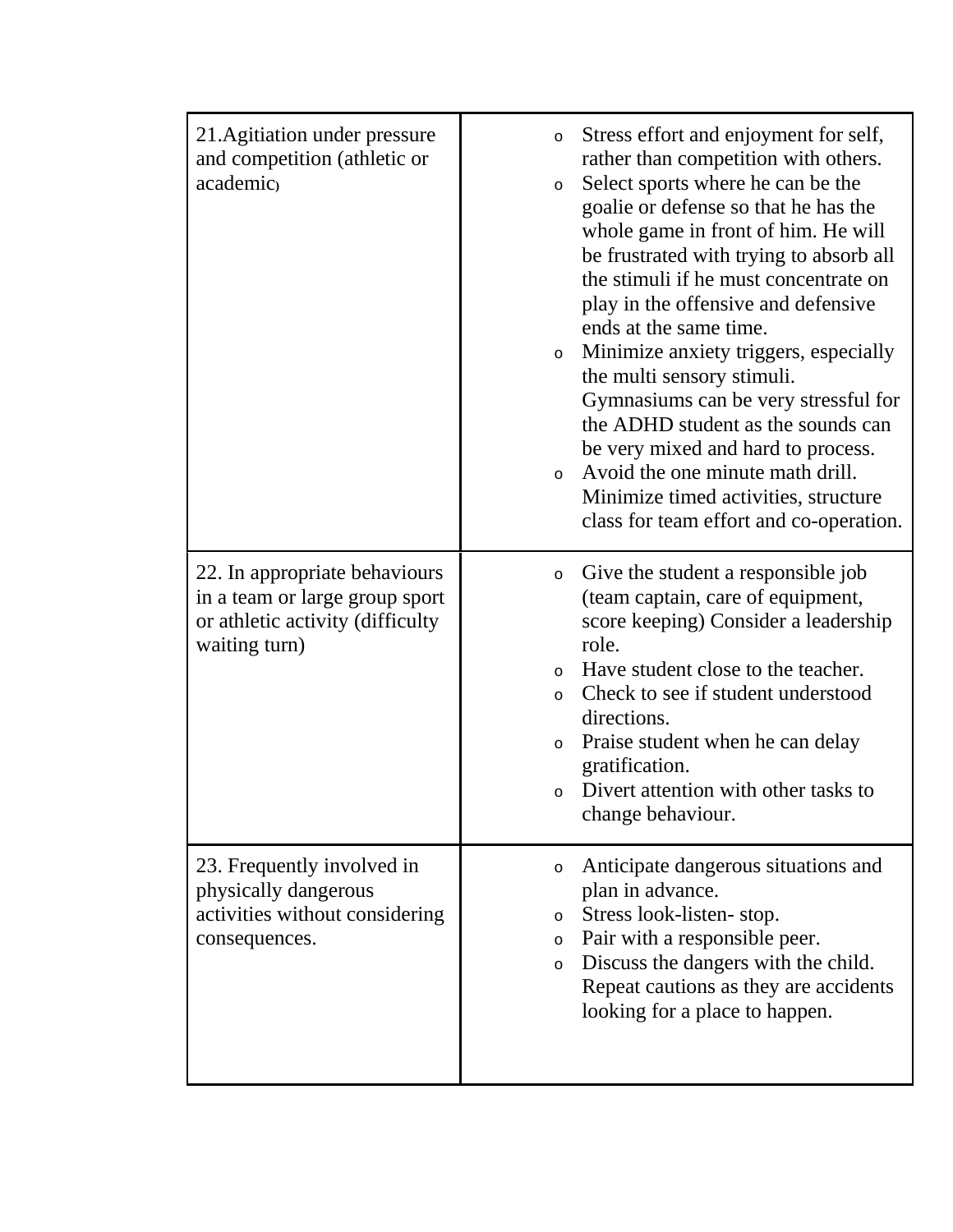| | |
|---|---|
| 21.Agitiation under pressure and competition (athletic or academic) | o Stress effort and enjoyment for self, rather than competition with others.<br>o Select sports where he can be the goalie or defense so that he has the whole game in front of him. He will be frustrated with trying to absorb all the stimuli if he must concentrate on play in the offensive and defensive ends at the same time.<br>o Minimize anxiety triggers, especially the multi sensory stimuli. Gymnasiums can be very stressful for the ADHD student as the sounds can be very mixed and hard to process.<br>o Avoid the one minute math drill. Minimize timed activities, structure class for team effort and co-operation. |
| 22. In appropriate behaviours in a team or large group sport or athletic activity (difficulty waiting turn) | o Give the student a responsible job (team captain, care of equipment, score keeping) Consider a leadership role.<br>o Have student close to the teacher.<br>o Check to see if student understood directions.<br>o Praise student when he can delay gratification.<br>o Divert attention with other tasks to change behaviour. |
| 23. Frequently involved in physically dangerous activities without considering consequences. | o Anticipate dangerous situations and plan in advance.<br>o Stress look-listen- stop.<br>o Pair with a responsible peer.<br>o Discuss the dangers with the child. Repeat cautions as they are accidents looking for a place to happen. |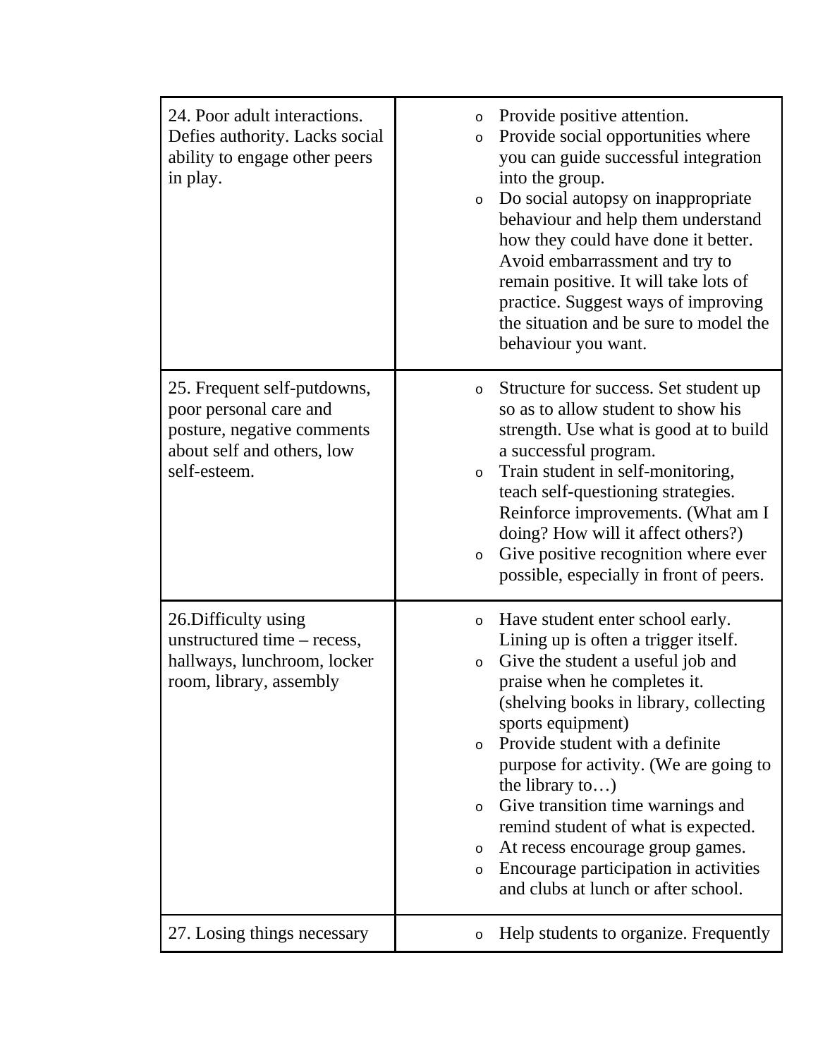| | |
|---|---|
| 24. Poor adult interactions. Defies authority. Lacks social ability to engage other peers in play. | <ul><li>Provide positive attention.</li><li>Provide social opportunities where you can guide successful integration into the group.</li><li>Do social autopsy on inappropriate behaviour and help them understand how they could have done it better. Avoid embarrassment and try to remain positive. It will take lots of practice. Suggest ways of improving the situation and be sure to model the behaviour you want.</li></ul> |
| 25. Frequent self-putdowns, poor personal care and posture, negative comments about self and others, low self-esteem. | <ul><li>Structure for success. Set student up so as to allow student to show his strength. Use what is good at to build a successful program.</li><li>Train student in self-monitoring, teach self-questioning strategies. Reinforce improvements. (What am I doing? How will it affect others?)</li><li>Give positive recognition where ever possible, especially in front of peers.</li></ul> |
| 26.Difficulty using unstructured time – recess, hallways, lunchroom, locker room, library, assembly | <ul><li>Have student enter school early. Lining up is often a trigger itself.</li><li>Give the student a useful job and praise when he completes it. (shelving books in library, collecting sports equipment)</li><li>Provide student with a definite purpose for activity. (We are going to the library to…)</li><li>Give transition time warnings and remind student of what is expected.</li><li>At recess encourage group games.</li><li>Encourage participation in activities and clubs at lunch or after school.</li></ul> |
| 27. Losing things necessary | <ul><li>Help students to organize. Frequently</li></ul> |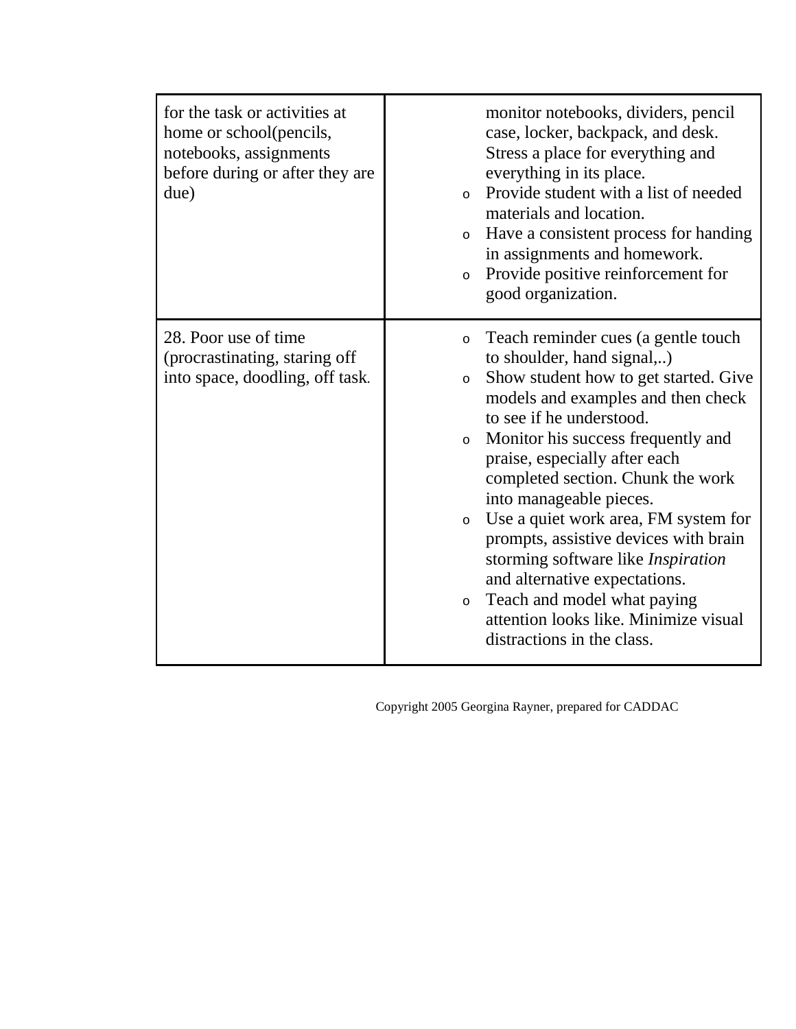| | |
|---|---|
| for the task or activities at home or school(pencils, notebooks, assignments before during or after they are due) | monitor notebooks, dividers, pencil case, locker, backpack, and desk. Stress a place for everything and everything in its place.<br>o Provide student with a list of needed materials and location.<br>o Have a consistent process for handing in assignments and homework.<br>o Provide positive reinforcement for good organization. |
| 28. Poor use of time (procrastinating, staring off into space, doodling, off task. | o Teach reminder cues (a gentle touch to shoulder, hand signal,..)<br>o Show student how to get started. Give models and examples and then check to see if he understood.<br>o Monitor his success frequently and praise, especially after each completed section. Chunk the work into manageable pieces.<br>o Use a quiet work area, FM system for prompts, assistive devices with brain storming software like *Inspiration* and alternative expectations.<br>o Teach and model what paying attention looks like. Minimize visual distractions in the class. |

Copyright 2005 Georgina Rayner, prepared for CADDAC